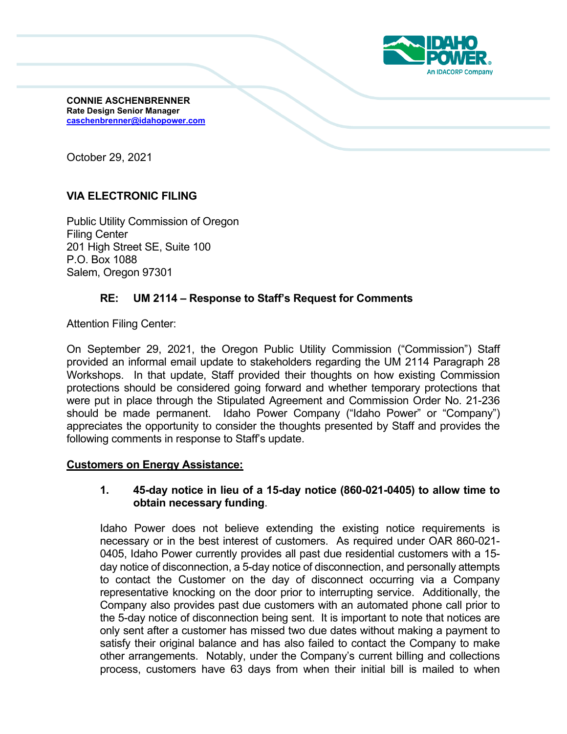**CONNIE ASCHENBRENNER**
**Rate Design Senior Manager**
**caschenbrenner@idahopower.com**

October 29, 2021

**VIA ELECTRONIC FILING**

Public Utility Commission of Oregon
Filing Center
201 High Street SE, Suite 100
P.O. Box 1088
Salem, Oregon 97301

**RE: UM 2114 – Response to Staff's Request for Comments**

Attention Filing Center:

On September 29, 2021, the Oregon Public Utility Commission ("Commission") Staff provided an informal email update to stakeholders regarding the UM 2114 Paragraph 28 Workshops. In that update, Staff provided their thoughts on how existing Commission protections should be considered going forward and whether temporary protections that were put in place through the Stipulated Agreement and Commission Order No. 21-236 should be made permanent. Idaho Power Company ("Idaho Power" or "Company") appreciates the opportunity to consider the thoughts presented by Staff and provides the following comments in response to Staff's update.

**Customers on Energy Assistance:**

**1. 45-day notice in lieu of a 15-day notice (860-021-0405) to allow time to obtain necessary funding**.

Idaho Power does not believe extending the existing notice requirements is necessary or in the best interest of customers. As required under OAR 860-021-0405, Idaho Power currently provides all past due residential customers with a 15-day notice of disconnection, a 5-day notice of disconnection, and personally attempts to contact the Customer on the day of disconnect occurring via a Company representative knocking on the door prior to interrupting service. Additionally, the Company also provides past due customers with an automated phone call prior to the 5-day notice of disconnection being sent. It is important to note that notices are only sent after a customer has missed two due dates without making a payment to satisfy their original balance and has also failed to contact the Company to make other arrangements. Notably, under the Company's current billing and collections process, customers have 63 days from when their initial bill is mailed to when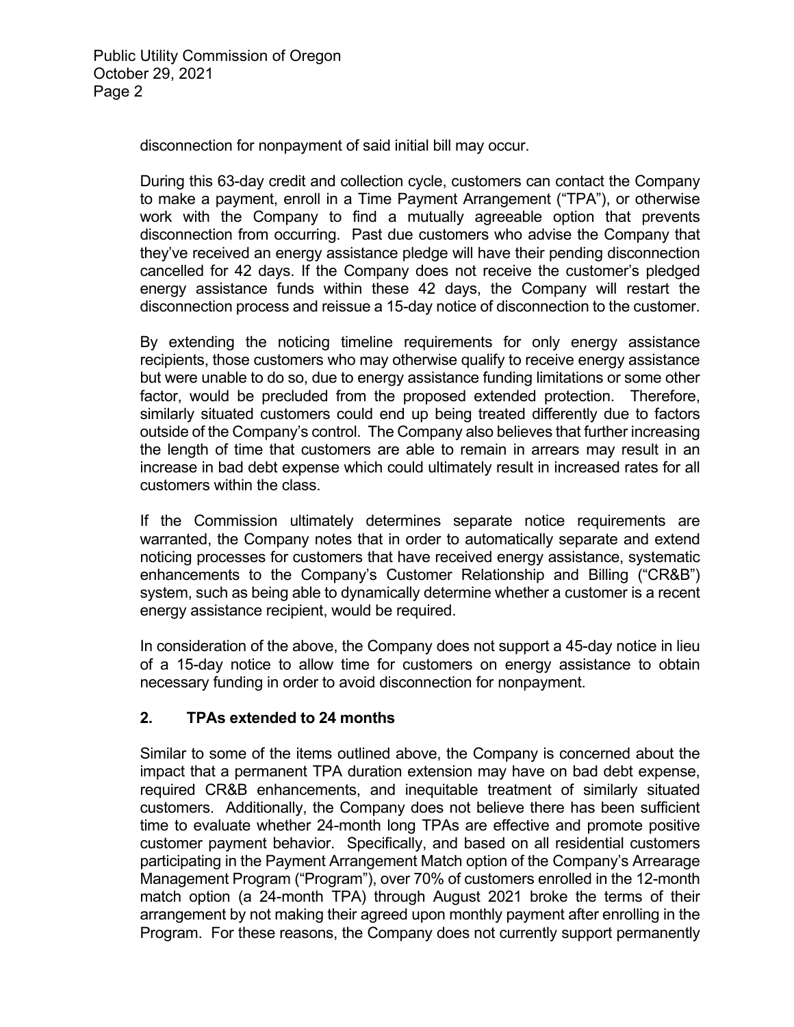disconnection for nonpayment of said initial bill may occur.

During this 63-day credit and collection cycle, customers can contact the Company to make a payment, enroll in a Time Payment Arrangement ("TPA"), or otherwise work with the Company to find a mutually agreeable option that prevents disconnection from occurring. Past due customers who advise the Company that they've received an energy assistance pledge will have their pending disconnection cancelled for 42 days. If the Company does not receive the customer's pledged energy assistance funds within these 42 days, the Company will restart the disconnection process and reissue a 15-day notice of disconnection to the customer.

By extending the noticing timeline requirements for only energy assistance recipients, those customers who may otherwise qualify to receive energy assistance but were unable to do so, due to energy assistance funding limitations or some other factor, would be precluded from the proposed extended protection. Therefore, similarly situated customers could end up being treated differently due to factors outside of the Company's control. The Company also believes that further increasing the length of time that customers are able to remain in arrears may result in an increase in bad debt expense which could ultimately result in increased rates for all customers within the class.

If the Commission ultimately determines separate notice requirements are warranted, the Company notes that in order to automatically separate and extend noticing processes for customers that have received energy assistance, systematic enhancements to the Company's Customer Relationship and Billing ("CR&B") system, such as being able to dynamically determine whether a customer is a recent energy assistance recipient, would be required.

In consideration of the above, the Company does not support a 45-day notice in lieu of a 15-day notice to allow time for customers on energy assistance to obtain necessary funding in order to avoid disconnection for nonpayment.

## 2. TPAs extended to 24 months

Similar to some of the items outlined above, the Company is concerned about the impact that a permanent TPA duration extension may have on bad debt expense, required CR&B enhancements, and inequitable treatment of similarly situated customers. Additionally, the Company does not believe there has been sufficient time to evaluate whether 24-month long TPAs are effective and promote positive customer payment behavior. Specifically, and based on all residential customers participating in the Payment Arrangement Match option of the Company's Arrearage Management Program ("Program"), over 70% of customers enrolled in the 12-month match option (a 24-month TPA) through August 2021 broke the terms of their arrangement by not making their agreed upon monthly payment after enrolling in the Program. For these reasons, the Company does not currently support permanently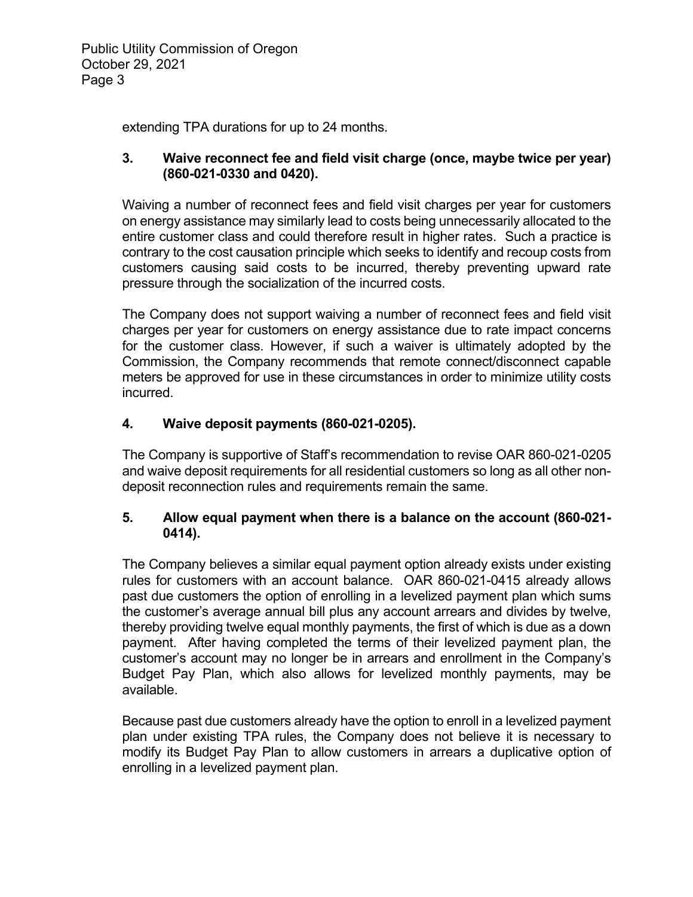extending TPA durations for up to 24 months.

**3. Waive reconnect fee and field visit charge (once, maybe twice per year) (860-021-0330 and 0420).**

Waiving a number of reconnect fees and field visit charges per year for customers on energy assistance may similarly lead to costs being unnecessarily allocated to the entire customer class and could therefore result in higher rates. Such a practice is contrary to the cost causation principle which seeks to identify and recoup costs from customers causing said costs to be incurred, thereby preventing upward rate pressure through the socialization of the incurred costs.

The Company does not support waiving a number of reconnect fees and field visit charges per year for customers on energy assistance due to rate impact concerns for the customer class. However, if such a waiver is ultimately adopted by the Commission, the Company recommends that remote connect/disconnect capable meters be approved for use in these circumstances in order to minimize utility costs incurred.

**4. Waive deposit payments (860-021-0205).**

The Company is supportive of Staff's recommendation to revise OAR 860-021-0205 and waive deposit requirements for all residential customers so long as all other non-deposit reconnection rules and requirements remain the same.

**5. Allow equal payment when there is a balance on the account (860-021-0414).**

The Company believes a similar equal payment option already exists under existing rules for customers with an account balance. OAR 860-021-0415 already allows past due customers the option of enrolling in a levelized payment plan which sums the customer's average annual bill plus any account arrears and divides by twelve, thereby providing twelve equal monthly payments, the first of which is due as a down payment. After having completed the terms of their levelized payment plan, the customer's account may no longer be in arrears and enrollment in the Company's Budget Pay Plan, which also allows for levelized monthly payments, may be available.

Because past due customers already have the option to enroll in a levelized payment plan under existing TPA rules, the Company does not believe it is necessary to modify its Budget Pay Plan to allow customers in arrears a duplicative option of enrolling in a levelized payment plan.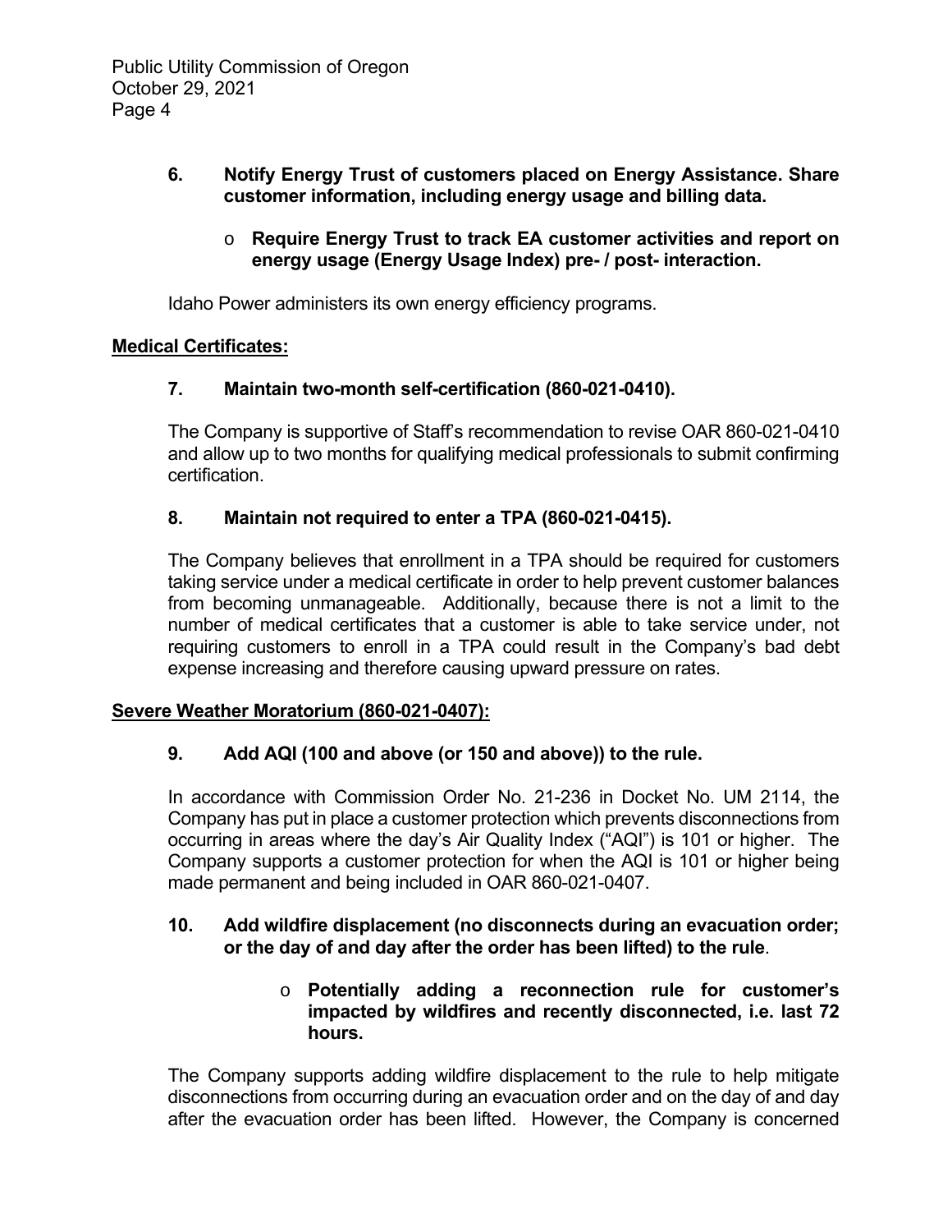**6. Notify Energy Trust of customers placed on Energy Assistance. Share customer information, including energy usage and billing data.**

- **Require Energy Trust to track EA customer activities and report on energy usage (Energy Usage Index) pre- / post- interaction.**

Idaho Power administers its own energy efficiency programs.

**Medical Certificates:**

**7. Maintain two-month self-certification (860-021-0410).**

The Company is supportive of Staff's recommendation to revise OAR 860-021-0410 and allow up to two months for qualifying medical professionals to submit confirming certification.

**8. Maintain not required to enter a TPA (860-021-0415).**

The Company believes that enrollment in a TPA should be required for customers taking service under a medical certificate in order to help prevent customer balances from becoming unmanageable. Additionally, because there is not a limit to the number of medical certificates that a customer is able to take service under, not requiring customers to enroll in a TPA could result in the Company's bad debt expense increasing and therefore causing upward pressure on rates.

**Severe Weather Moratorium (860-021-0407):**

**9. Add AQI (100 and above (or 150 and above)) to the rule.**

In accordance with Commission Order No. 21-236 in Docket No. UM 2114, the Company has put in place a customer protection which prevents disconnections from occurring in areas where the day's Air Quality Index ("AQI") is 101 or higher. The Company supports a customer protection for when the AQI is 101 or higher being made permanent and being included in OAR 860-021-0407.

**10. Add wildfire displacement (no disconnects during an evacuation order; or the day of and day after the order has been lifted) to the rule.**

- **Potentially adding a reconnection rule for customer's impacted by wildfires and recently disconnected, i.e. last 72 hours.**

The Company supports adding wildfire displacement to the rule to help mitigate disconnections from occurring during an evacuation order and on the day of and day after the evacuation order has been lifted. However, the Company is concerned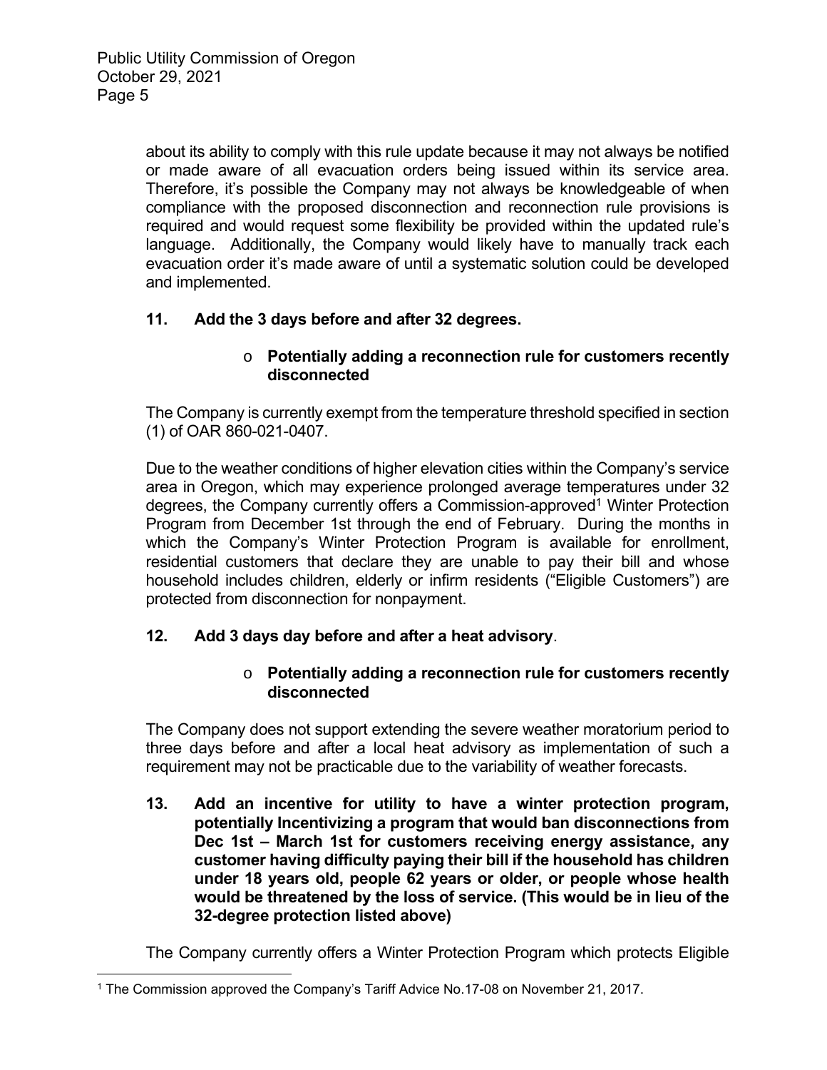about its ability to comply with this rule update because it may not always be notified or made aware of all evacuation orders being issued within its service area. Therefore, it's possible the Company may not always be knowledgeable of when compliance with the proposed disconnection and reconnection rule provisions is required and would request some flexibility be provided within the updated rule's language. Additionally, the Company would likely have to manually track each evacuation order it's made aware of until a systematic solution could be developed and implemented.

**11. Add the 3 days before and after 32 degrees.**

- **Potentially adding a reconnection rule for customers recently disconnected**

The Company is currently exempt from the temperature threshold specified in section (1) of OAR 860-021-0407.

Due to the weather conditions of higher elevation cities within the Company's service area in Oregon, which may experience prolonged average temperatures under 32 degrees, the Company currently offers a Commission-approved[1] Winter Protection Program from December 1st through the end of February. During the months in which the Company's Winter Protection Program is available for enrollment, residential customers that declare they are unable to pay their bill and whose household includes children, elderly or infirm residents ("Eligible Customers") are protected from disconnection for nonpayment.

**12. Add 3 days day before and after a heat advisory**.

- **Potentially adding a reconnection rule for customers recently disconnected**

The Company does not support extending the severe weather moratorium period to three days before and after a local heat advisory as implementation of such a requirement may not be practicable due to the variability of weather forecasts.

**13. Add an incentive for utility to have a winter protection program, potentially Incentivizing a program that would ban disconnections from Dec 1st – March 1st for customers receiving energy assistance, any customer having difficulty paying their bill if the household has children under 18 years old, people 62 years or older, or people whose health would be threatened by the loss of service. (This would be in lieu of the 32-degree protection listed above)**

The Company currently offers a Winter Protection Program which protects Eligible

---

[1] The Commission approved the Company's Tariff Advice No.17-08 on November 21, 2017.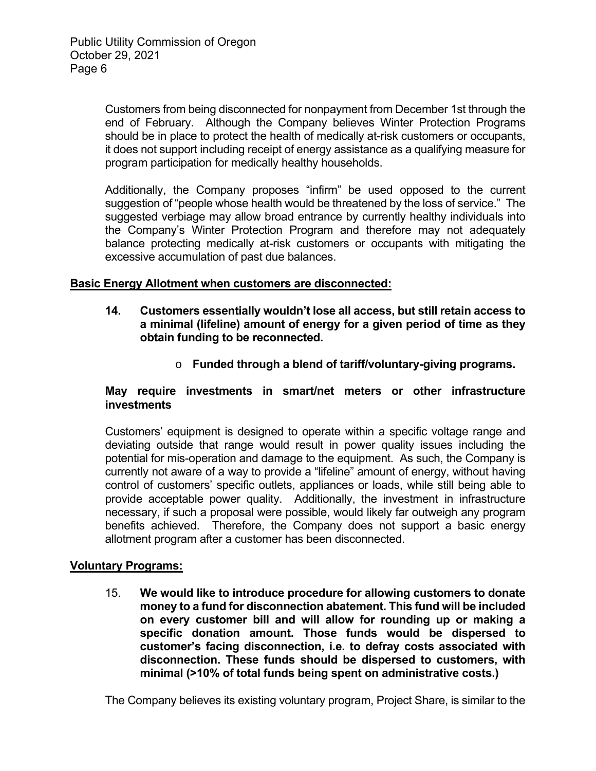Customers from being disconnected for nonpayment from December 1st through the end of February. Although the Company believes Winter Protection Programs should be in place to protect the health of medically at-risk customers or occupants, it does not support including receipt of energy assistance as a qualifying measure for program participation for medically healthy households.

Additionally, the Company proposes "infirm" be used opposed to the current suggestion of "people whose health would be threatened by the loss of service." The suggested verbiage may allow broad entrance by currently healthy individuals into the Company's Winter Protection Program and therefore may not adequately balance protecting medically at-risk customers or occupants with mitigating the excessive accumulation of past due balances.

**Basic Energy Allotment when customers are disconnected:**

**14. Customers essentially wouldn't lose all access, but still retain access to a minimal (lifeline) amount of energy for a given period of time as they obtain funding to be reconnected.**

- **Funded through a blend of tariff/voluntary-giving programs.**

**May require investments in smart/net meters or other infrastructure investments**

Customers' equipment is designed to operate within a specific voltage range and deviating outside that range would result in power quality issues including the potential for mis-operation and damage to the equipment. As such, the Company is currently not aware of a way to provide a "lifeline" amount of energy, without having control of customers' specific outlets, appliances or loads, while still being able to provide acceptable power quality. Additionally, the investment in infrastructure necessary, if such a proposal were possible, would likely far outweigh any program benefits achieved. Therefore, the Company does not support a basic energy allotment program after a customer has been disconnected.

**Voluntary Programs:**

15. **We would like to introduce procedure for allowing customers to donate money to a fund for disconnection abatement. This fund will be included on every customer bill and will allow for rounding up or making a specific donation amount. Those funds would be dispersed to customer's facing disconnection, i.e. to defray costs associated with disconnection. These funds should be dispersed to customers, with minimal (>10% of total funds being spent on administrative costs.)**

The Company believes its existing voluntary program, Project Share, is similar to the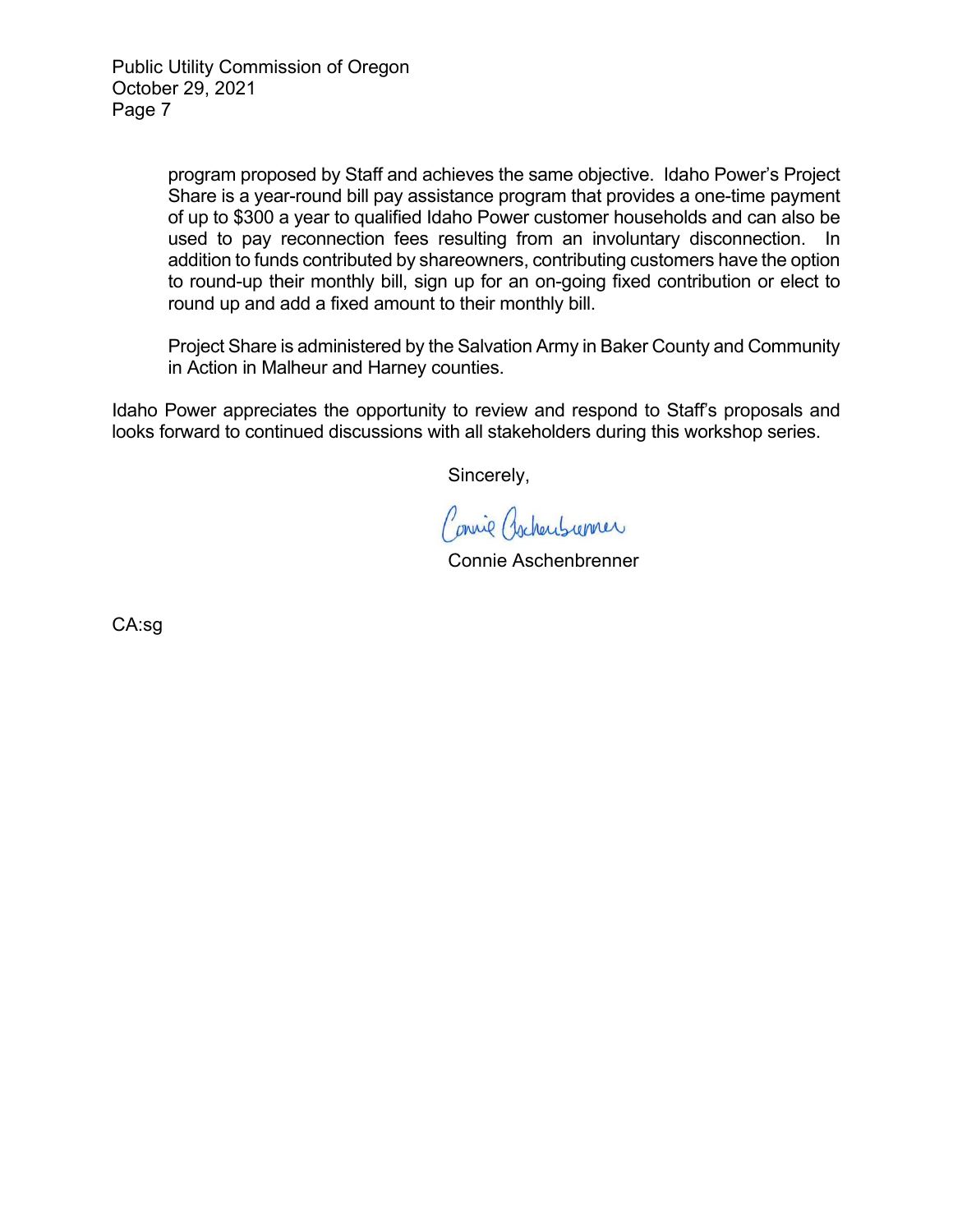program proposed by Staff and achieves the same objective. Idaho Power's Project Share is a year-round bill pay assistance program that provides a one-time payment of up to $300 a year to qualified Idaho Power customer households and can also be used to pay reconnection fees resulting from an involuntary disconnection. In addition to funds contributed by shareowners, contributing customers have the option to round-up their monthly bill, sign up for an on-going fixed contribution or elect to round up and add a fixed amount to their monthly bill.

Project Share is administered by the Salvation Army in Baker County and Community in Action in Malheur and Harney counties.

Idaho Power appreciates the opportunity to review and respond to Staff's proposals and looks forward to continued discussions with all stakeholders during this workshop series.

Sincerely,

Connie Aschenbrenner

CA:sg